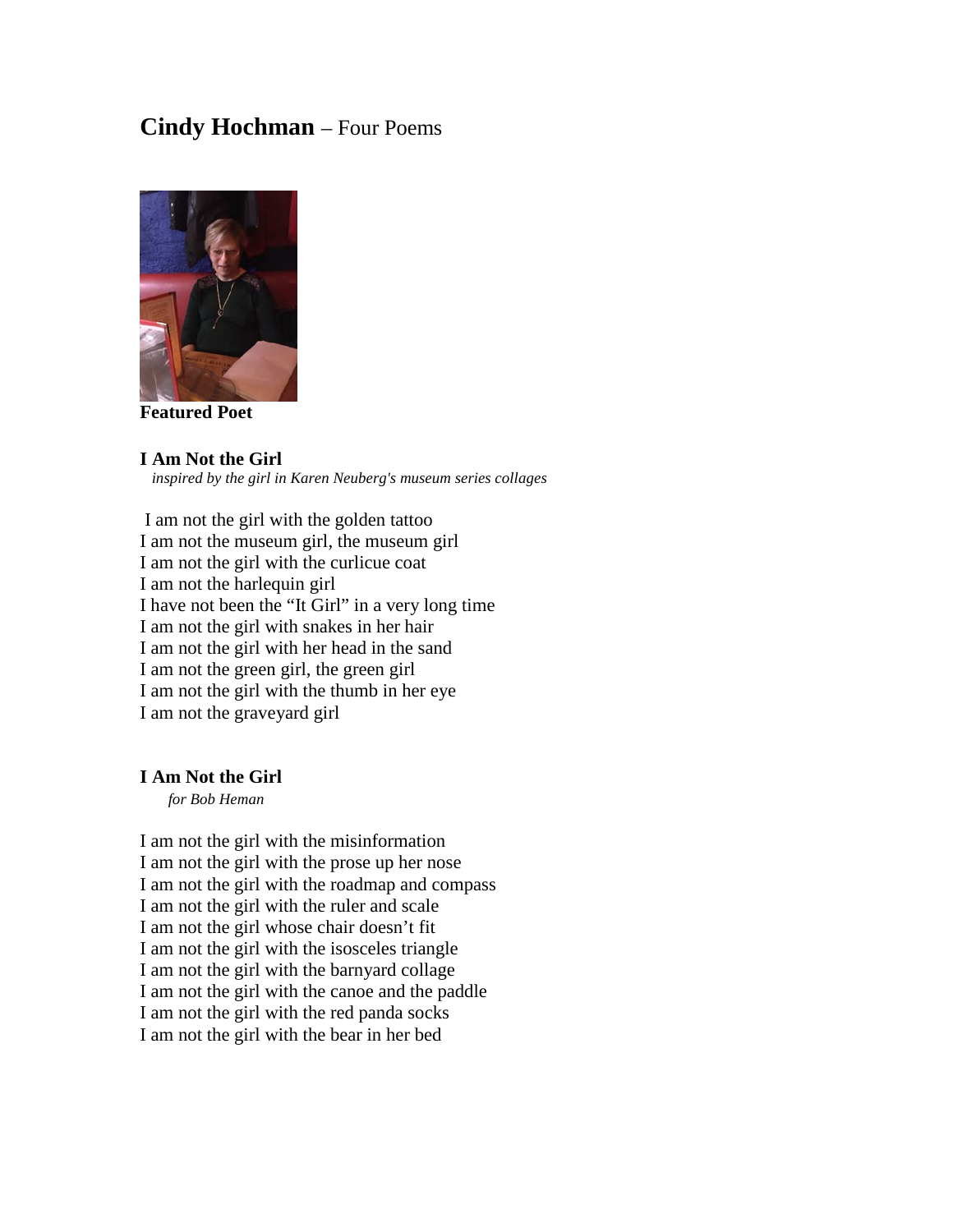# **Cindy Hochman** – Four Poems

**Featured Poet**

### I Am Not the Girl

*inspired by the girl in Karen Neuberg's museum series collages*

I am not the girl with the golden tattoo
I am not the museum girl, the museum girl
I am not the girl with the curlicue coat
I am not the harlequin girl
I have not been the "It Girl" in a very long time
I am not the girl with snakes in her hair
I am not the girl with her head in the sand
I am not the green girl, the green girl
I am not the girl with the thumb in her eye
I am not the graveyard girl

### I Am Not the Girl

*for Bob Heman*

I am not the girl with the misinformation
I am not the girl with the prose up her nose
I am not the girl with the roadmap and compass
I am not the girl with the ruler and scale
I am not the girl whose chair doesn't fit
I am not the girl with the isosceles triangle
I am not the girl with the barnyard collage
I am not the girl with the canoe and the paddle
I am not the girl with the red panda socks
I am not the girl with the bear in her bed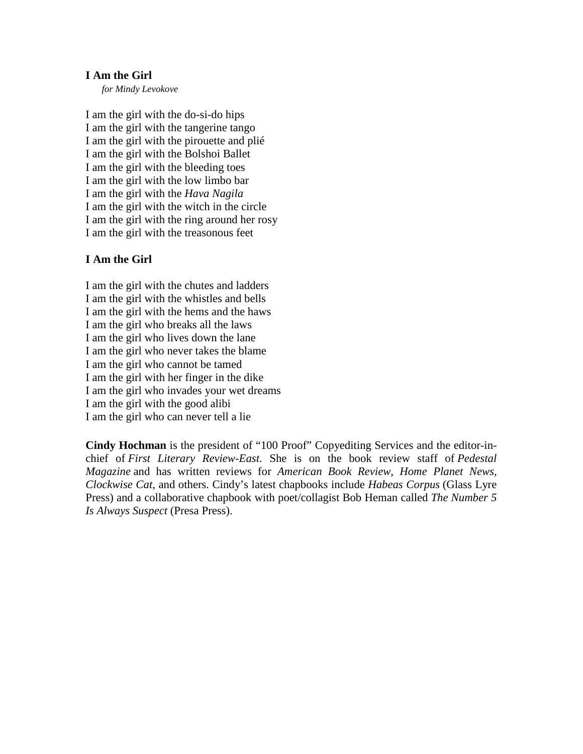**I Am the Girl**

*for Mindy Levokove*

I am the girl with the do-si-do hips
I am the girl with the tangerine tango
I am the girl with the pirouette and plié
I am the girl with the Bolshoi Ballet
I am the girl with the bleeding toes
I am the girl with the low limbo bar
I am the girl with the *Hava Nagila*
I am the girl with the witch in the circle
I am the girl with the ring around her rosy
I am the girl with the treasonous feet

**I Am the Girl**

I am the girl with the chutes and ladders
I am the girl with the whistles and bells
I am the girl with the hems and the haws
I am the girl who breaks all the laws
I am the girl who lives down the lane
I am the girl who never takes the blame
I am the girl who cannot be tamed
I am the girl with her finger in the dike
I am the girl who invades your wet dreams
I am the girl with the good alibi
I am the girl who can never tell a lie

**Cindy Hochman** is the president of "100 Proof" Copyediting Services and the editor-in-chief of *First Literary Review-East*. She is on the book review staff of *Pedestal Magazine* and has written reviews for *American Book Review*, *Home Planet News*, *Clockwise Cat*, and others. Cindy's latest chapbooks include *Habeas Corpus* (Glass Lyre Press) and a collaborative chapbook with poet/collagist Bob Heman called *The Number 5 Is Always Suspect* (Presa Press).